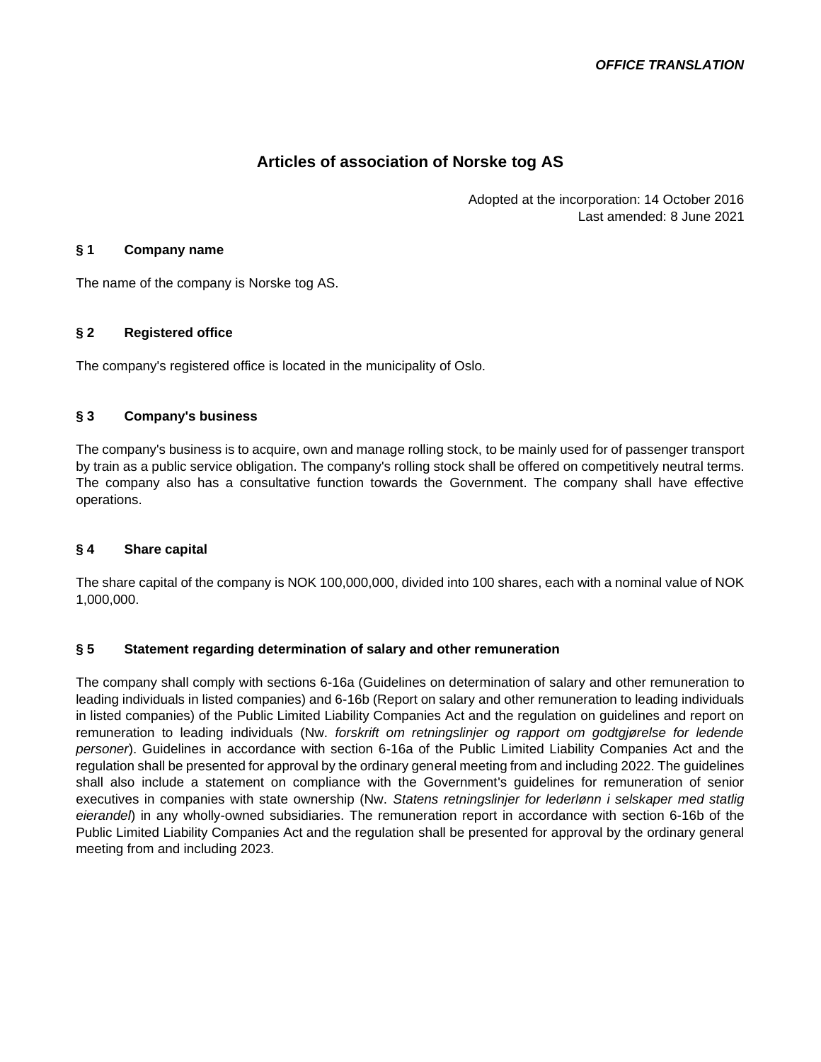***OFFICE TRANSLATION***

# Articles of association of Norske tog AS

Adopted at the incorporation: 14 October 2016
Last amended: 8 June 2021

## § 1 Company name

The name of the company is Norske tog AS.

## § 2 Registered office

The company's registered office is located in the municipality of Oslo.

## § 3 Company's business

The company's business is to acquire, own and manage rolling stock, to be mainly used for of passenger transport by train as a public service obligation. The company's rolling stock shall be offered on competitively neutral terms. The company also has a consultative function towards the Government. The company shall have effective operations.

## § 4 Share capital

The share capital of the company is NOK 100,000,000, divided into 100 shares, each with a nominal value of NOK 1,000,000.

## § 5 Statement regarding determination of salary and other remuneration

The company shall comply with sections 6-16a (Guidelines on determination of salary and other remuneration to leading individuals in listed companies) and 6-16b (Report on salary and other remuneration to leading individuals in listed companies) of the Public Limited Liability Companies Act and the regulation on guidelines and report on remuneration to leading individuals (Nw. *forskrift om retningslinjer og rapport om godtgjørelse for ledende personer*). Guidelines in accordance with section 6-16a of the Public Limited Liability Companies Act and the regulation shall be presented for approval by the ordinary general meeting from and including 2022. The guidelines shall also include a statement on compliance with the Government's guidelines for remuneration of senior executives in companies with state ownership (Nw. *Statens retningslinjer for lederlønn i selskaper med statlig eierandel*) in any wholly-owned subsidiaries. The remuneration report in accordance with section 6-16b of the Public Limited Liability Companies Act and the regulation shall be presented for approval by the ordinary general meeting from and including 2023.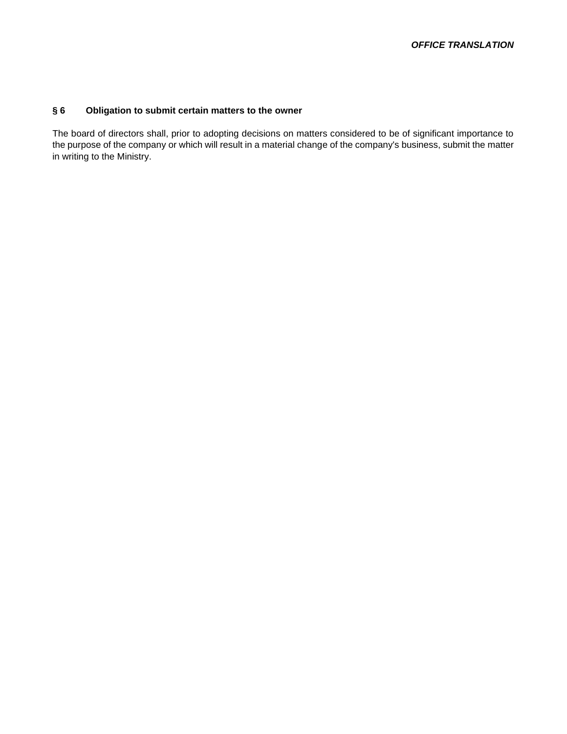*OFFICE TRANSLATION*

## § 6 Obligation to submit certain matters to the owner

The board of directors shall, prior to adopting decisions on matters considered to be of significant importance to the purpose of the company or which will result in a material change of the company's business, submit the matter in writing to the Ministry.